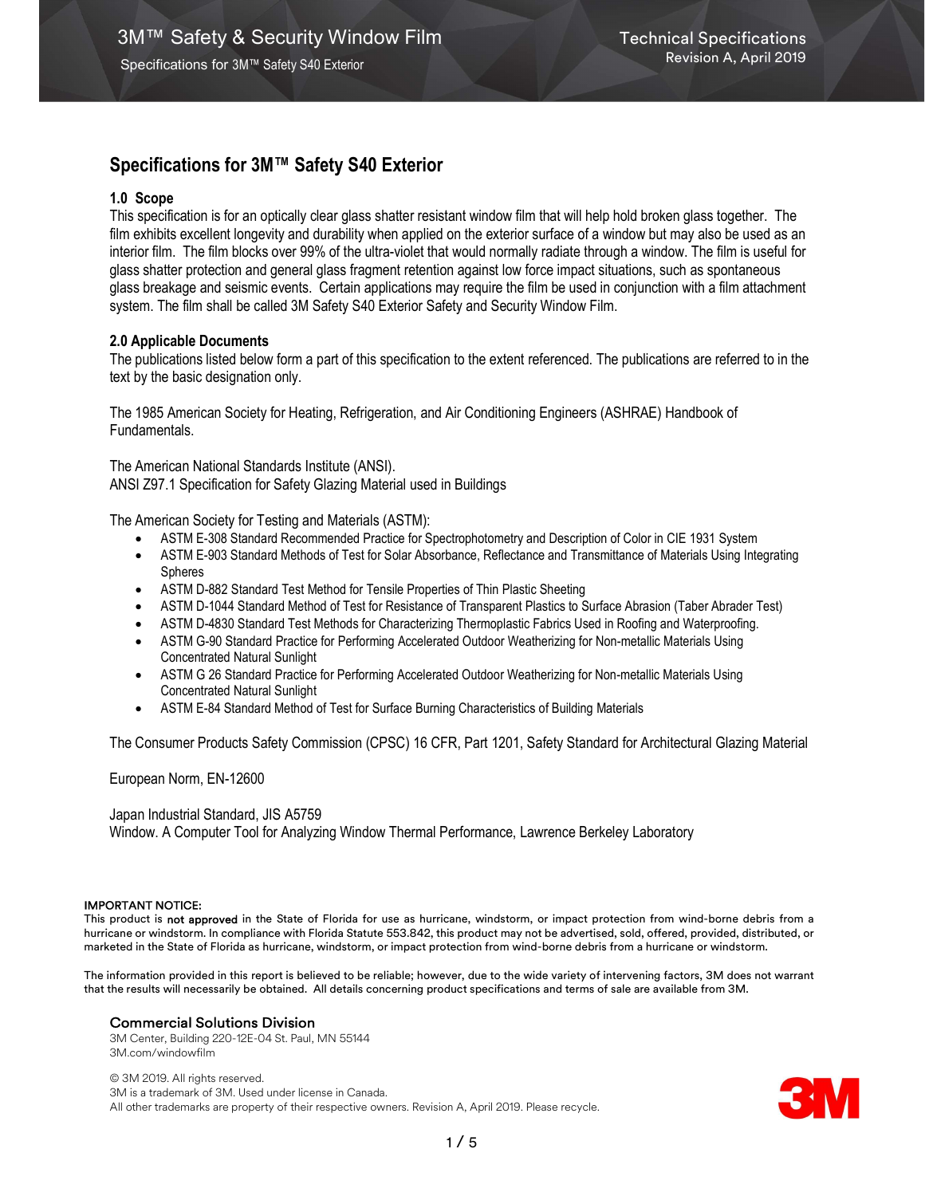# Specifications for 3M™ Safety S40 Exterior

## 1.0 Scope

This specification is for an optically clear glass shatter resistant window film that will help hold broken glass together. The film exhibits excellent longevity and durability when applied on the exterior surface of a window but may also be used as an interior film. The film blocks over 99% of the ultra-violet that would normally radiate through a window. The film is useful for glass shatter protection and general glass fragment retention against low force impact situations, such as spontaneous glass breakage and seismic events. Certain applications may require the film be used in conjunction with a film attachment system. The film shall be called 3M Safety S40 Exterior Safety and Security Window Film.

## 2.0 Applicable Documents

The publications listed below form a part of this specification to the extent referenced. The publications are referred to in the text by the basic designation only.

The 1985 American Society for Heating, Refrigeration, and Air Conditioning Engineers (ASHRAE) Handbook of Fundamentals.

The American National Standards Institute (ANSI).
ANSI Z97.1 Specification for Safety Glazing Material used in Buildings

The American Society for Testing and Materials (ASTM):

- ASTM E-308 Standard Recommended Practice for Spectrophotometry and Description of Color in CIE 1931 System
- ASTM E-903 Standard Methods of Test for Solar Absorbance, Reflectance and Transmittance of Materials Using Integrating Spheres
- ASTM D-882 Standard Test Method for Tensile Properties of Thin Plastic Sheeting
- ASTM D-1044 Standard Method of Test for Resistance of Transparent Plastics to Surface Abrasion (Taber Abrader Test)
- ASTM D-4830 Standard Test Methods for Characterizing Thermoplastic Fabrics Used in Roofing and Waterproofing.
- ASTM G-90 Standard Practice for Performing Accelerated Outdoor Weatherizing for Non-metallic Materials Using Concentrated Natural Sunlight
- ASTM G 26 Standard Practice for Performing Accelerated Outdoor Weatherizing for Non-metallic Materials Using Concentrated Natural Sunlight
- ASTM E-84 Standard Method of Test for Surface Burning Characteristics of Building Materials

The Consumer Products Safety Commission (CPSC) 16 CFR, Part 1201, Safety Standard for Architectural Glazing Material

European Norm, EN-12600

Japan Industrial Standard, JIS A5759
Window. A Computer Tool for Analyzing Window Thermal Performance, Lawrence Berkeley Laboratory

**IMPORTANT NOTICE:**
This product is **not approved** in the State of Florida for use as hurricane, windstorm, or impact protection from wind-borne debris from a hurricane or windstorm. In compliance with Florida Statute 553.842, this product may not be advertised, sold, offered, provided, distributed, or marketed in the State of Florida as hurricane, windstorm, or impact protection from wind-borne debris from a hurricane or windstorm.

The information provided in this report is believed to be reliable; however, due to the wide variety of intervening factors, 3M does not warrant that the results will necessarily be obtained. All details concerning product specifications and terms of sale are available from 3M.

**Commercial Solutions Division**
3M Center, Building 220-12E-04 St. Paul, MN 55144
3M.com/windowfilm

© 3M 2019. All rights reserved.
3M is a trademark of 3M. Used under license in Canada.
All other trademarks are property of their respective owners. Revision A, April 2019. Please recycle.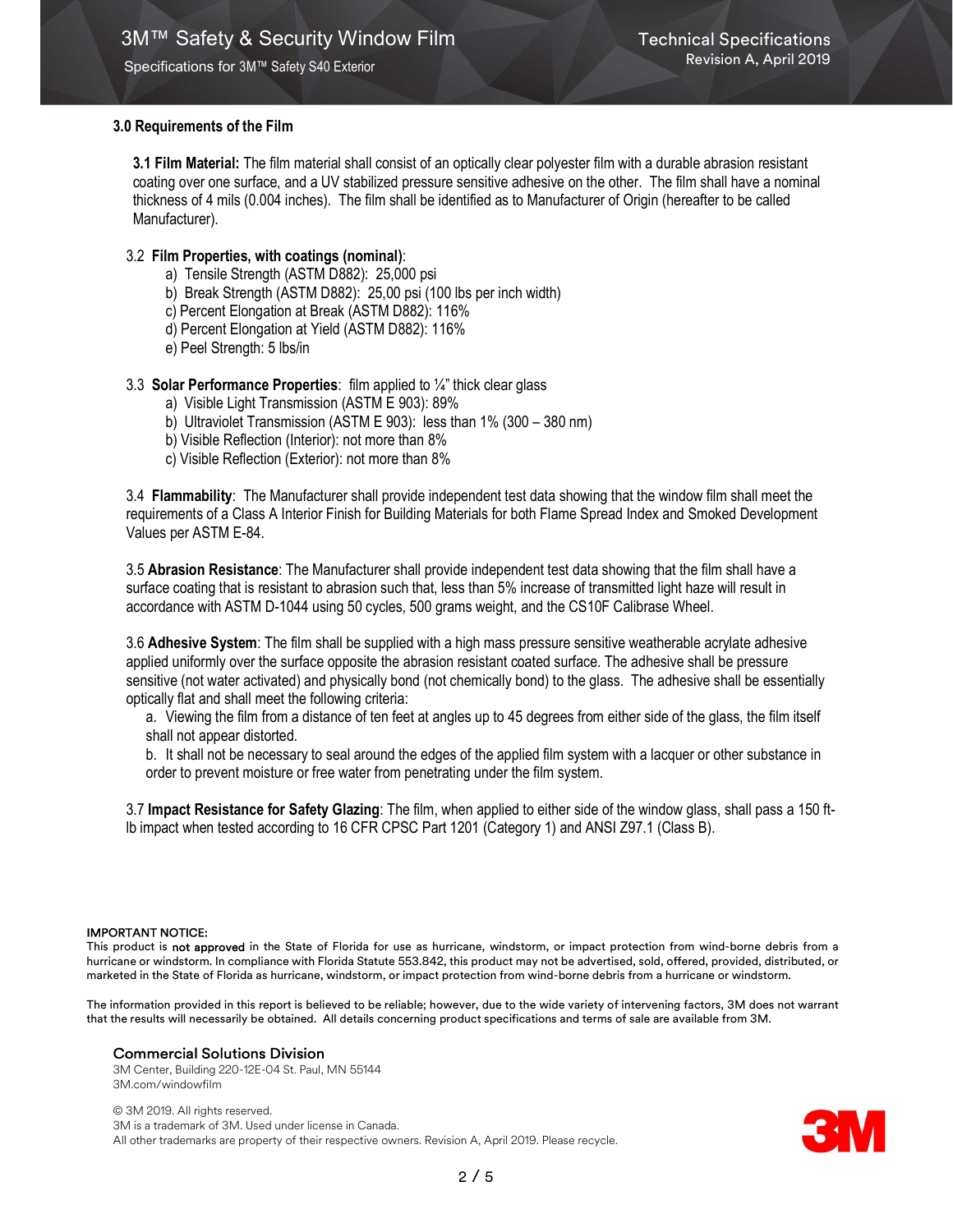### 3.0 Requirements of the Film

**3.1 Film Material:** The film material shall consist of an optically clear polyester film with a durable abrasion resistant coating over one surface, and a UV stabilized pressure sensitive adhesive on the other. The film shall have a nominal thickness of 4 mils (0.004 inches). The film shall be identified as to Manufacturer of Origin (hereafter to be called Manufacturer).

3.2 **Film Properties, with coatings (nominal)**:

a) Tensile Strength (ASTM D882): 25,000 psi
b) Break Strength (ASTM D882): 25,00 psi (100 lbs per inch width)
c) Percent Elongation at Break (ASTM D882): 116%
d) Percent Elongation at Yield (ASTM D882): 116%
e) Peel Strength: 5 lbs/in

3.3 **Solar Performance Properties**: film applied to ¼" thick clear glass

a) Visible Light Transmission (ASTM E 903): 89%
b) Ultraviolet Transmission (ASTM E 903): less than 1% (300 – 380 nm)
b) Visible Reflection (Interior): not more than 8%
c) Visible Reflection (Exterior): not more than 8%

3.4 **Flammability**: The Manufacturer shall provide independent test data showing that the window film shall meet the requirements of a Class A Interior Finish for Building Materials for both Flame Spread Index and Smoked Development Values per ASTM E-84.

3.5 **Abrasion Resistance**: The Manufacturer shall provide independent test data showing that the film shall have a surface coating that is resistant to abrasion such that, less than 5% increase of transmitted light haze will result in accordance with ASTM D-1044 using 50 cycles, 500 grams weight, and the CS10F Calibrase Wheel.

3.6 **Adhesive System**: The film shall be supplied with a high mass pressure sensitive weatherable acrylate adhesive applied uniformly over the surface opposite the abrasion resistant coated surface. The adhesive shall be pressure sensitive (not water activated) and physically bond (not chemically bond) to the glass. The adhesive shall be essentially optically flat and shall meet the following criteria:

a. Viewing the film from a distance of ten feet at angles up to 45 degrees from either side of the glass, the film itself shall not appear distorted.
b. It shall not be necessary to seal around the edges of the applied film system with a lacquer or other substance in order to prevent moisture or free water from penetrating under the film system.

3.7 **Impact Resistance for Safety Glazing**: The film, when applied to either side of the window glass, shall pass a 150 ft-lb impact when tested according to 16 CFR CPSC Part 1201 (Category 1) and ANSI Z97.1 (Class B).

**IMPORTANT NOTICE:**
This product is **not approved** in the State of Florida for use as hurricane, windstorm, or impact protection from wind-borne debris from a hurricane or windstorm. In compliance with Florida Statute 553.842, this product may not be advertised, sold, offered, provided, distributed, or marketed in the State of Florida as hurricane, windstorm, or impact protection from wind-borne debris from a hurricane or windstorm.

The information provided in this report is believed to be reliable; however, due to the wide variety of intervening factors, 3M does not warrant that the results will necessarily be obtained. All details concerning product specifications and terms of sale are available from 3M.

**Commercial Solutions Division**
3M Center, Building 220-12E-04 St. Paul, MN 55144
3M.com/windowfilm

© 3M 2019. All rights reserved.
3M is a trademark of 3M. Used under license in Canada.
All other trademarks are property of their respective owners. Revision A, April 2019. Please recycle.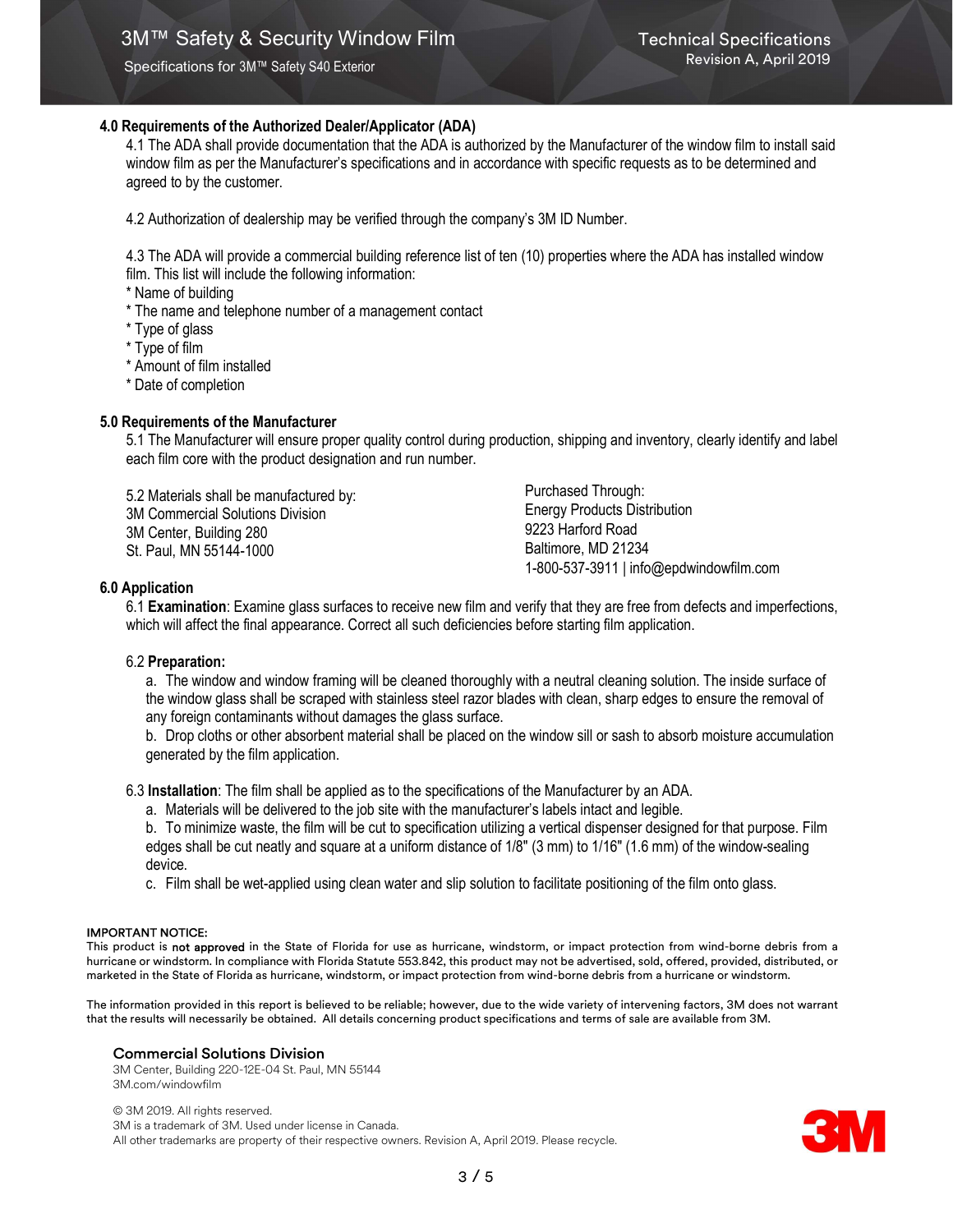## 4.0 Requirements of the Authorized Dealer/Applicator (ADA)

4.1 The ADA shall provide documentation that the ADA is authorized by the Manufacturer of the window film to install said window film as per the Manufacturer's specifications and in accordance with specific requests as to be determined and agreed to by the customer.

4.2 Authorization of dealership may be verified through the company's 3M ID Number.

4.3 The ADA will provide a commercial building reference list of ten (10) properties where the ADA has installed window film. This list will include the following information:

* Name of building
* The name and telephone number of a management contact
* Type of glass
* Type of film
* Amount of film installed
* Date of completion

## 5.0 Requirements of the Manufacturer

5.1 The Manufacturer will ensure proper quality control during production, shipping and inventory, clearly identify and label each film core with the product designation and run number.

5.2 Materials shall be manufactured by:
3M Commercial Solutions Division
3M Center, Building 280
St. Paul, MN 55144-1000

Purchased Through:
Energy Products Distribution
9223 Harford Road
Baltimore, MD 21234
1-800-537-3911 | info@epdwindowfilm.com

## 6.0 Application

6.1 **Examination**: Examine glass surfaces to receive new film and verify that they are free from defects and imperfections, which will affect the final appearance. Correct all such deficiencies before starting film application.

6.2 **Preparation:**

a. The window and window framing will be cleaned thoroughly with a neutral cleaning solution. The inside surface of the window glass shall be scraped with stainless steel razor blades with clean, sharp edges to ensure the removal of any foreign contaminants without damages the glass surface.

b. Drop cloths or other absorbent material shall be placed on the window sill or sash to absorb moisture accumulation generated by the film application.

6.3 **Installation**: The film shall be applied as to the specifications of the Manufacturer by an ADA.

a. Materials will be delivered to the job site with the manufacturer's labels intact and legible.

b. To minimize waste, the film will be cut to specification utilizing a vertical dispenser designed for that purpose. Film edges shall be cut neatly and square at a uniform distance of 1/8" (3 mm) to 1/16" (1.6 mm) of the window-sealing device.

c. Film shall be wet-applied using clean water and slip solution to facilitate positioning of the film onto glass.

**IMPORTANT NOTICE:**
This product is **not approved** in the State of Florida for use as hurricane, windstorm, or impact protection from wind-borne debris from a hurricane or windstorm. In compliance with Florida Statute 553.842, this product may not be advertised, sold, offered, provided, distributed, or marketed in the State of Florida as hurricane, windstorm, or impact protection from wind-borne debris from a hurricane or windstorm.

The information provided in this report is believed to be reliable; however, due to the wide variety of intervening factors, 3M does not warrant that the results will necessarily be obtained. All details concerning product specifications and terms of sale are available from 3M.

**Commercial Solutions Division**
3M Center, Building 220-12E-04 St. Paul, MN 55144
3M.com/windowfilm

© 3M 2019. All rights reserved.
3M is a trademark of 3M. Used under license in Canada.
All other trademarks are property of their respective owners. Revision A, April 2019. Please recycle.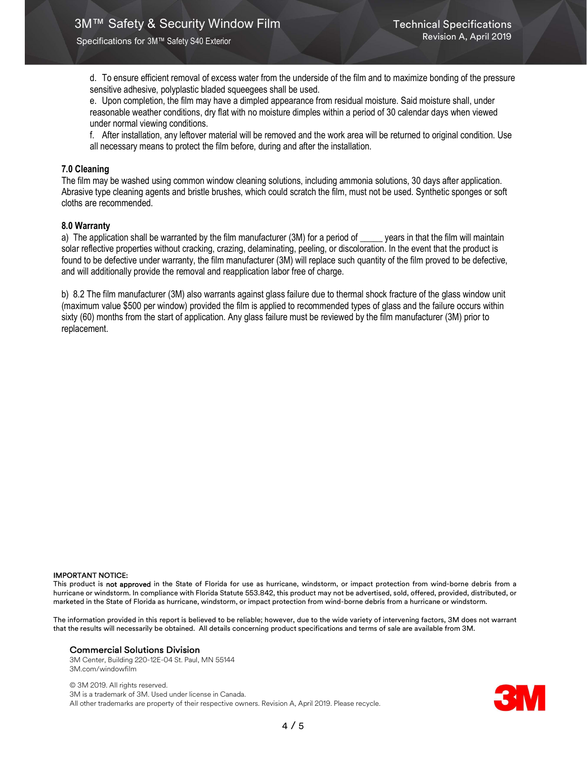d. To ensure efficient removal of excess water from the underside of the film and to maximize bonding of the pressure sensitive adhesive, polyplastic bladed squeegees shall be used.

e. Upon completion, the film may have a dimpled appearance from residual moisture. Said moisture shall, under reasonable weather conditions, dry flat with no moisture dimples within a period of 30 calendar days when viewed under normal viewing conditions.

f. After installation, any leftover material will be removed and the work area will be returned to original condition. Use all necessary means to protect the film before, during and after the installation.

### 7.0 Cleaning

The film may be washed using common window cleaning solutions, including ammonia solutions, 30 days after application. Abrasive type cleaning agents and bristle brushes, which could scratch the film, must not be used. Synthetic sponges or soft cloths are recommended.

### 8.0 Warranty

a) The application shall be warranted by the film manufacturer (3M) for a period of _____ years in that the film will maintain solar reflective properties without cracking, crazing, delaminating, peeling, or discoloration. In the event that the product is found to be defective under warranty, the film manufacturer (3M) will replace such quantity of the film proved to be defective, and will additionally provide the removal and reapplication labor free of charge.

b) 8.2 The film manufacturer (3M) also warrants against glass failure due to thermal shock fracture of the glass window unit (maximum value $500 per window) provided the film is applied to recommended types of glass and the failure occurs within sixty (60) months from the start of application. Any glass failure must be reviewed by the film manufacturer (3M) prior to replacement.

**IMPORTANT NOTICE:**
This product is **not approved** in the State of Florida for use as hurricane, windstorm, or impact protection from wind-borne debris from a hurricane or windstorm. In compliance with Florida Statute 553.842, this product may not be advertised, sold, offered, provided, distributed, or marketed in the State of Florida as hurricane, windstorm, or impact protection from wind-borne debris from a hurricane or windstorm.

The information provided in this report is believed to be reliable; however, due to the wide variety of intervening factors, 3M does not warrant that the results will necessarily be obtained. All details concerning product specifications and terms of sale are available from 3M.

**Commercial Solutions Division**
3M Center, Building 220-12E-04 St. Paul, MN 55144
3M.com/windowfilm

© 3M 2019. All rights reserved.
3M is a trademark of 3M. Used under license in Canada.
All other trademarks are property of their respective owners. Revision A, April 2019. Please recycle.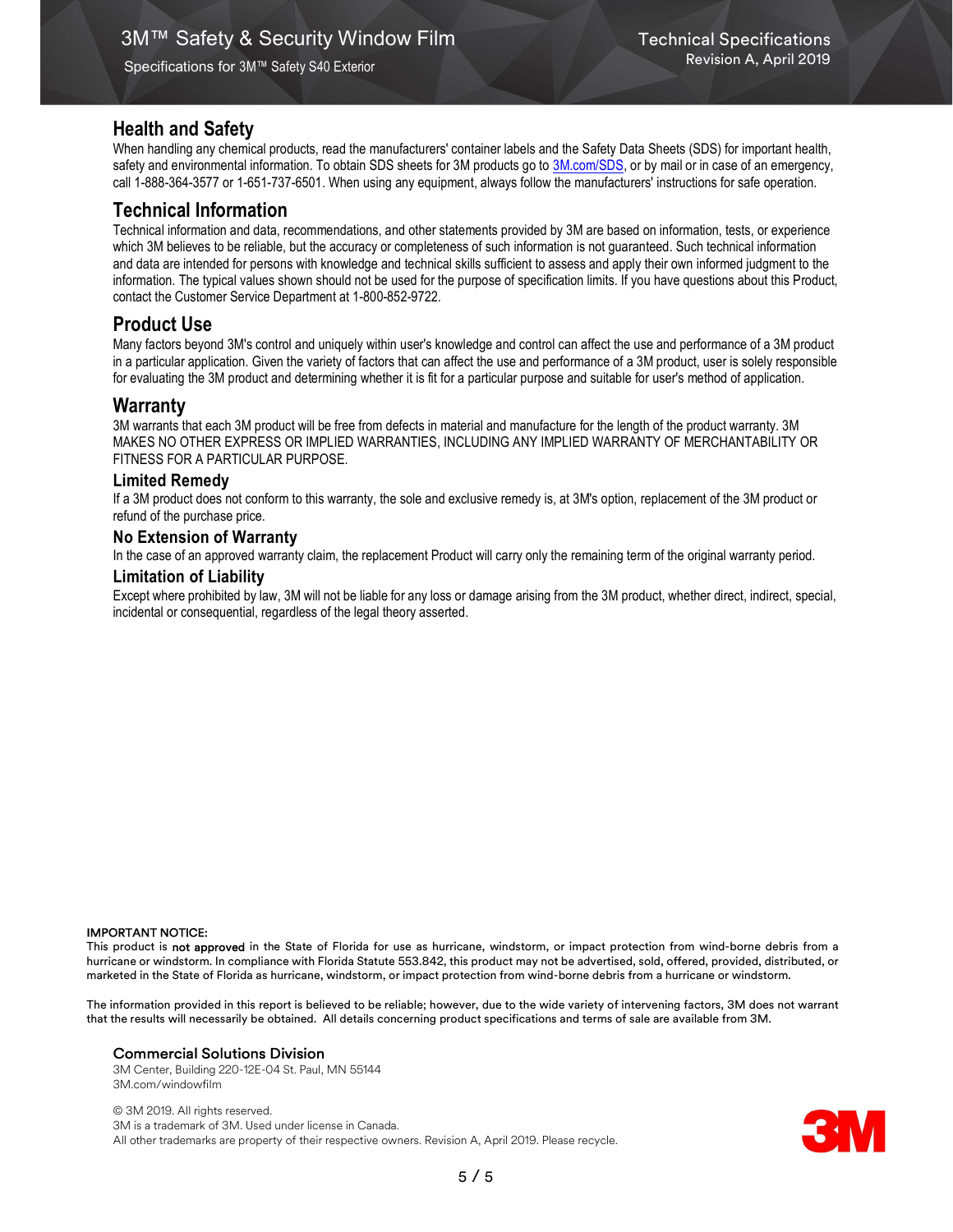## Health and Safety

When handling any chemical products, read the manufacturers' container labels and the Safety Data Sheets (SDS) for important health, safety and environmental information. To obtain SDS sheets for 3M products go to 3M.com/SDS, or by mail or in case of an emergency, call 1-888-364-3577 or 1-651-737-6501. When using any equipment, always follow the manufacturers' instructions for safe operation.

## Technical Information

Technical information and data, recommendations, and other statements provided by 3M are based on information, tests, or experience which 3M believes to be reliable, but the accuracy or completeness of such information is not guaranteed. Such technical information and data are intended for persons with knowledge and technical skills sufficient to assess and apply their own informed judgment to the information. The typical values shown should not be used for the purpose of specification limits. If you have questions about this Product, contact the Customer Service Department at 1-800-852-9722.

## Product Use

Many factors beyond 3M's control and uniquely within user's knowledge and control can affect the use and performance of a 3M product in a particular application. Given the variety of factors that can affect the use and performance of a 3M product, user is solely responsible for evaluating the 3M product and determining whether it is fit for a particular purpose and suitable for user's method of application.

## Warranty

3M warrants that each 3M product will be free from defects in material and manufacture for the length of the product warranty. 3M MAKES NO OTHER EXPRESS OR IMPLIED WARRANTIES, INCLUDING ANY IMPLIED WARRANTY OF MERCHANTABILITY OR FITNESS FOR A PARTICULAR PURPOSE.

### Limited Remedy

If a 3M product does not conform to this warranty, the sole and exclusive remedy is, at 3M's option, replacement of the 3M product or refund of the purchase price.

### No Extension of Warranty

In the case of an approved warranty claim, the replacement Product will carry only the remaining term of the original warranty period.

### Limitation of Liability

Except where prohibited by law, 3M will not be liable for any loss or damage arising from the 3M product, whether direct, indirect, special, incidental or consequential, regardless of the legal theory asserted.

**IMPORTANT NOTICE:**
This product is **not approved** in the State of Florida for use as hurricane, windstorm, or impact protection from wind-borne debris from a hurricane or windstorm. In compliance with Florida Statute 553.842, this product may not be advertised, sold, offered, provided, distributed, or marketed in the State of Florida as hurricane, windstorm, or impact protection from wind-borne debris from a hurricane or windstorm.

The information provided in this report is believed to be reliable; however, due to the wide variety of intervening factors, 3M does not warrant that the results will necessarily be obtained. All details concerning product specifications and terms of sale are available from 3M.

**Commercial Solutions Division**
3M Center, Building 220-12E-04 St. Paul, MN 55144
3M.com/windowfilm

© 3M 2019. All rights reserved.
3M is a trademark of 3M. Used under license in Canada.
All other trademarks are property of their respective owners. Revision A, April 2019. Please recycle.